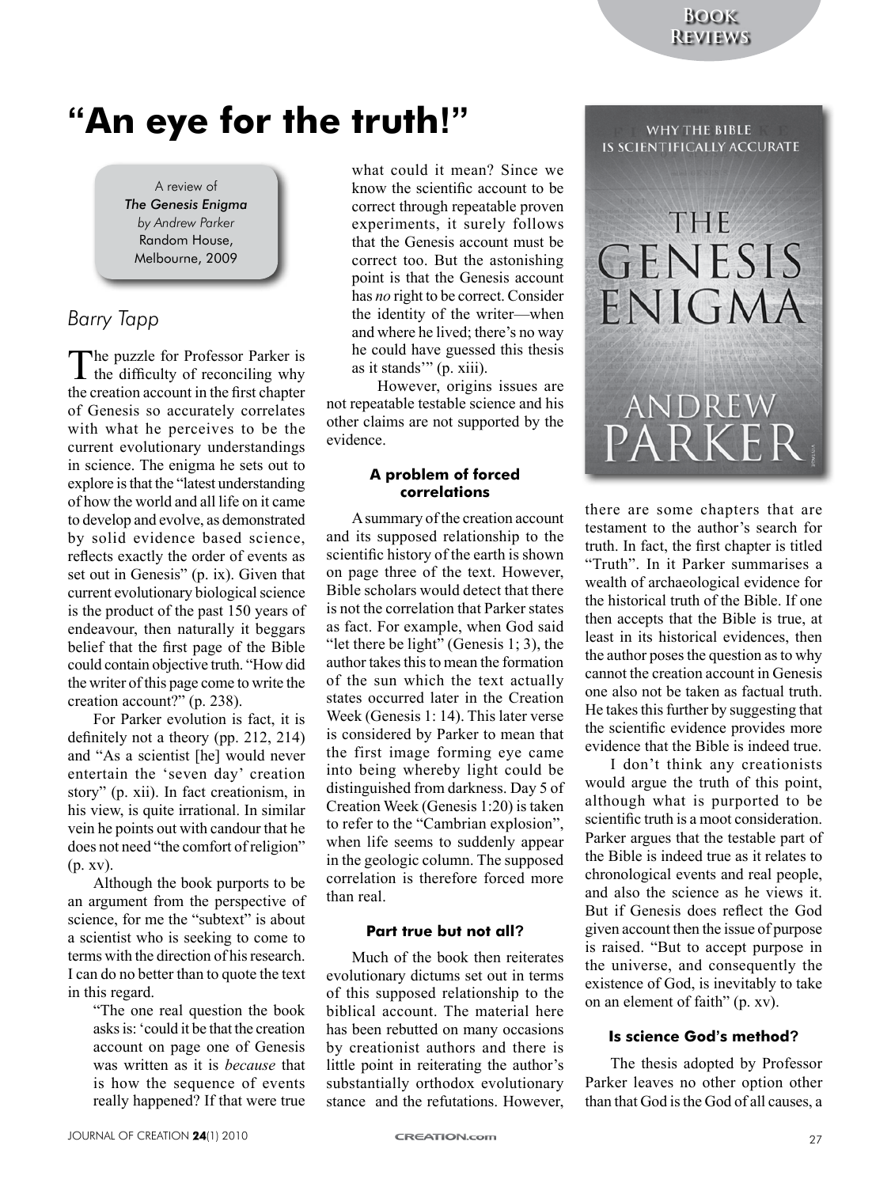# "An eye for the truth!"

A review of
*The Genesis Enigma*
*by Andrew Parker*
Random House,
Melbourne, 2009

*Barry Tapp*

The puzzle for Professor Parker is the difficulty of reconciling why the creation account in the first chapter of Genesis so accurately correlates with what he perceives to be the current evolutionary understandings in science. The enigma he sets out to explore is that the "latest understanding of how the world and all life on it came to develop and evolve, as demonstrated by solid evidence based science, reflects exactly the order of events as set out in Genesis" (p. ix). Given that current evolutionary biological science is the product of the past 150 years of endeavour, then naturally it beggars belief that the first page of the Bible could contain objective truth. "How did the writer of this page come to write the creation account?" (p. 238).

For Parker evolution is fact, it is definitely not a theory (pp. 212, 214) and "As a scientist [he] would never entertain the 'seven day' creation story" (p. xii). In fact creationism, in his view, is quite irrational. In similar vein he points out with candour that he does not need "the comfort of religion" (p. xv).

Although the book purports to be an argument from the perspective of science, for me the "subtext" is about a scientist who is seeking to come to terms with the direction of his research. I can do no better than to quote the text in this regard.

> "The one real question the book asks is: 'could it be that the creation account on page one of Genesis was written as it is *because* that is how the sequence of events really happened? If that were true what could it mean? Since we know the scientific account to be correct through repeatable proven experiments, it surely follows that the Genesis account must be correct too. But the astonishing point is that the Genesis account has *no* right to be correct. Consider the identity of the writer—when and where he lived; there's no way he could have guessed this thesis as it stands'" (p. xiii).

However, origins issues are not repeatable testable science and his other claims are not supported by the evidence.

### A problem of forced correlations

A summary of the creation account and its supposed relationship to the scientific history of the earth is shown on page three of the text. However, Bible scholars would detect that there is not the correlation that Parker states as fact. For example, when God said "let there be light" (Genesis 1; 3), the author takes this to mean the formation of the sun which the text actually states occurred later in the Creation Week (Genesis 1: 14). This later verse is considered by Parker to mean that the first image forming eye came into being whereby light could be distinguished from darkness. Day 5 of Creation Week (Genesis 1:20) is taken to refer to the "Cambrian explosion", when life seems to suddenly appear in the geologic column. The supposed correlation is therefore forced more than real.

### Part true but not all?

Much of the book then reiterates evolutionary dictums set out in terms of this supposed relationship to the biblical account. The material here has been rebutted on many occasions by creationist authors and there is little point in reiterating the author's substantially orthodox evolutionary stance and the refutations. However, there are some chapters that are testament to the author's search for truth. In fact, the first chapter is titled "Truth". In it Parker summarises a wealth of archaeological evidence for the historical truth of the Bible. If one then accepts that the Bible is true, at least in its historical evidences, then the author poses the question as to why cannot the creation account in Genesis one also not be taken as factual truth. He takes this further by suggesting that the scientific evidence provides more evidence that the Bible is indeed true.

I don't think any creationists would argue the truth of this point, although what is purported to be scientific truth is a moot consideration. Parker argues that the testable part of the Bible is indeed true as it relates to chronological events and real people, and also the science as he views it. But if Genesis does reflect the God given account then the issue of purpose is raised. "But to accept purpose in the universe, and consequently the existence of God, is inevitably to take on an element of faith" (p. xv).

### Is science God's method?

The thesis adopted by Professor Parker leaves no other option other than that God is the God of all causes, a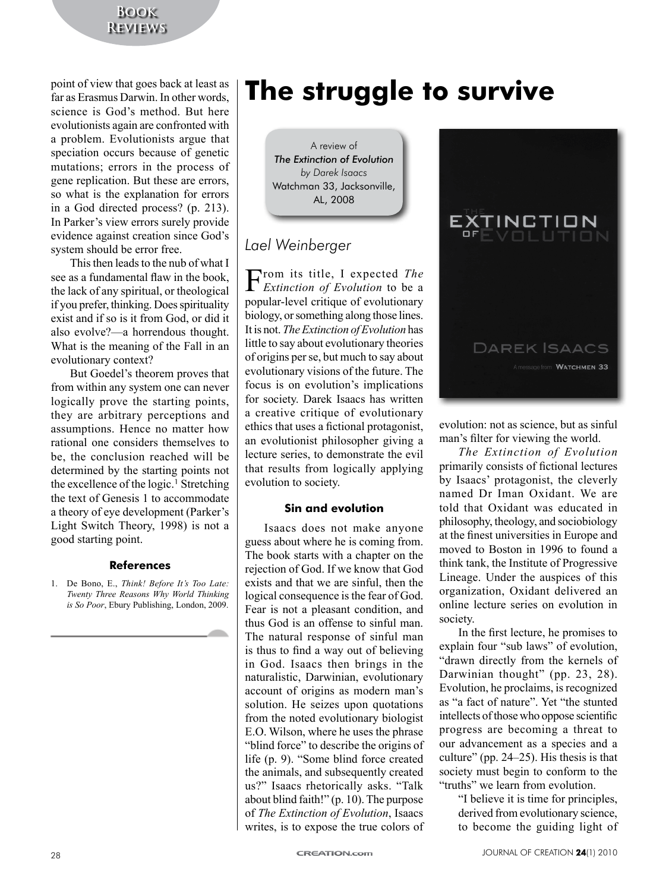point of view that goes back at least as far as Erasmus Darwin. In other words, science is God's method. But here evolutionists again are confronted with a problem. Evolutionists argue that speciation occurs because of genetic mutations; errors in the process of gene replication. But these are errors, so what is the explanation for errors in a God directed process? (p. 213). In Parker's view errors surely provide evidence against creation since God's system should be error free.

This then leads to the nub of what I see as a fundamental flaw in the book, the lack of any spiritual, or theological if you prefer, thinking. Does spirituality exist and if so is it from God, or did it also evolve?—a horrendous thought. What is the meaning of the Fall in an evolutionary context?

But Goedel's theorem proves that from within any system one can never logically prove the starting points, they are arbitrary perceptions and assumptions. Hence no matter how rational one considers themselves to be, the conclusion reached will be determined by the starting points not the excellence of the logic.[1] Stretching the text of Genesis 1 to accommodate a theory of eye development (Parker's Light Switch Theory, 1998) is not a good starting point.

### References

1. De Bono, E., *Think! Before It's Too Late: Twenty Three Reasons Why World Thinking is So Poor*, Ebury Publishing, London, 2009.

# The struggle to survive

A review of
*The Extinction of Evolution*
*by Darek Isaacs*
Watchman 33, Jacksonville, AL, 2008

*Lael Weinberger*

From its title, I expected *The Extinction of Evolution* to be a popular-level critique of evolutionary biology, or something along those lines. It is not. *The Extinction of Evolution* has little to say about evolutionary theories of origins per se, but much to say about evolutionary visions of the future. The focus is on evolution's implications for society. Darek Isaacs has written a creative critique of evolutionary ethics that uses a fictional protagonist, an evolutionist philosopher giving a lecture series, to demonstrate the evil that results from logically applying evolution to society.

### Sin and evolution

Isaacs does not make anyone guess about where he is coming from. The book starts with a chapter on the rejection of God. If we know that God exists and that we are sinful, then the logical consequence is the fear of God. Fear is not a pleasant condition, and thus God is an offense to sinful man. The natural response of sinful man is thus to find a way out of believing in God. Isaacs then brings in the naturalistic, Darwinian, evolutionary account of origins as modern man's solution. He seizes upon quotations from the noted evolutionary biologist E.O. Wilson, where he uses the phrase "blind force" to describe the origins of life (p. 9). "Some blind force created the animals, and subsequently created us?" Isaacs rhetorically asks. "Talk about blind faith!" (p. 10). The purpose of *The Extinction of Evolution*, Isaacs writes, is to expose the true colors of evolution: not as science, but as sinful man's filter for viewing the world.

*The Extinction of Evolution* primarily consists of fictional lectures by Isaacs' protagonist, the cleverly named Dr Iman Oxidant. We are told that Oxidant was educated in philosophy, theology, and sociobiology at the finest universities in Europe and moved to Boston in 1996 to found a think tank, the Institute of Progressive Lineage. Under the auspices of this organization, Oxidant delivered an online lecture series on evolution in society.

In the first lecture, he promises to explain four "sub laws" of evolution, "drawn directly from the kernels of Darwinian thought" (pp. 23, 28). Evolution, he proclaims, is recognized as "a fact of nature". Yet "the stunted intellects of those who oppose scientific progress are becoming a threat to our advancement as a species and a culture" (pp. 24–25). His thesis is that society must begin to conform to the "truths" we learn from evolution.

> "I believe it is time for principles, derived from evolutionary science, to become the guiding light of